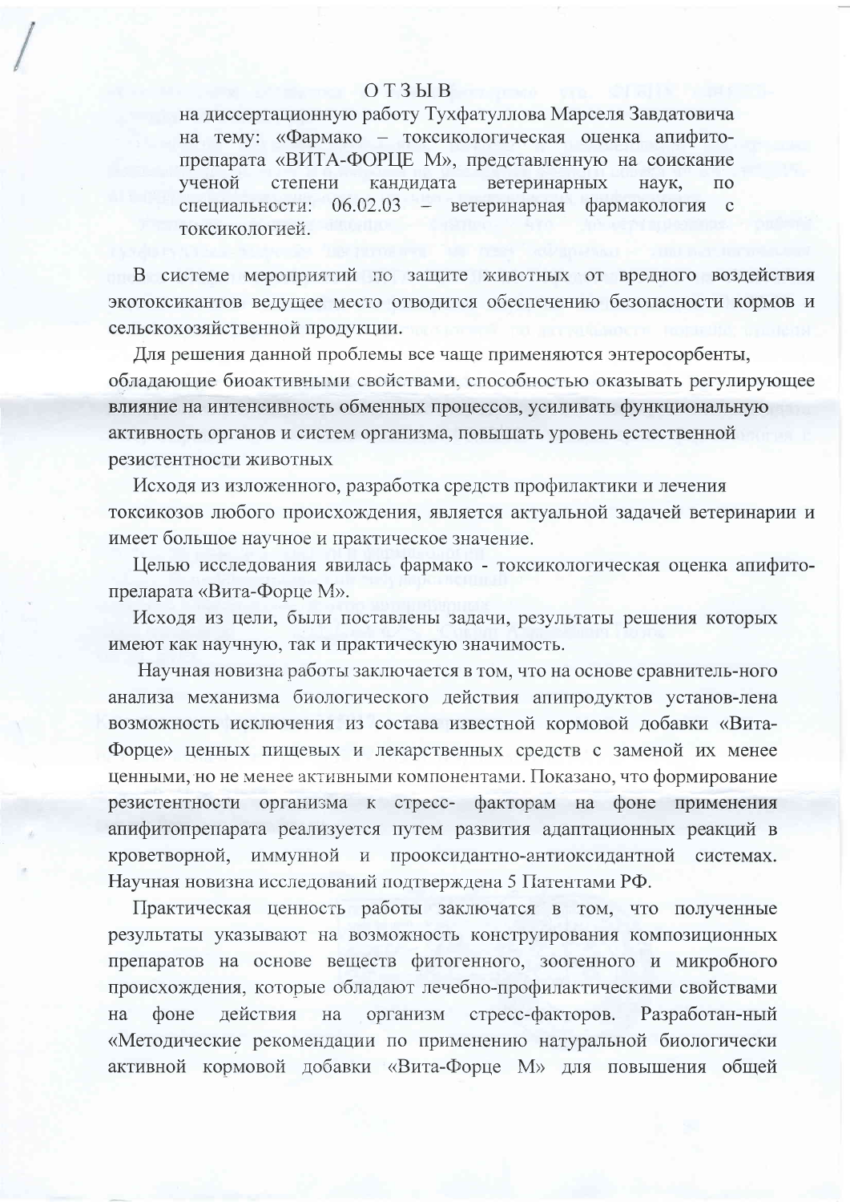# ОТЗЫВ

на диссертационную работу Тухфатуллова Марселя Завдатовича на тему: «Фармако – токсикологическая оценка апифито-препарата «ВИТА-ФОРЦЕ М», представленную на соискание ученой степени кандидата ветеринарных наук, по специальности: 06.02.03 – ветеринарная фармакология с токсикологией.

В системе мероприятий по защите животных от вредного воздействия экотоксикантов ведущее место отводится обеспечению безопасности кормов и сельскохозяйственной продукции.

Для решения данной проблемы все чаще применяются энтеросорбенты, обладающие биоактивными свойствами, способностью оказывать регулирующее влияние на интенсивность обменных процессов, усиливать функциональную активность органов и систем организма, повышать уровень естественной резистентности животных

Исходя из изложенного, разработка средств профилактики и лечения токсикозов любого происхождения, является актуальной задачей ветеринарии и имеет большое научное и практическое значение.

Целью исследования явилась фармако - токсикологическая оценка апифито-препарата «Вита-Форце М».

Исходя из цели, были поставлены задачи, результаты решения которых имеют как научную, так и практическую значимость.

Научная новизна работы заключается в том, что на основе сравнитель-ного анализа механизма биологического действия апипродуктов установ-лена возможность исключения из состава известной кормовой добавки «Вита-Форце» ценных пищевых и лекарственных средств с заменой их менее ценными, но не менее активными компонентами. Показано, что формирование резистентности организма к стресс- факторам на фоне применения апифитопрепарата реализуется путем развития адаптационных реакций в кроветворной, иммунной и прооксидантно-антиоксидантной системах. Научная новизна исследований подтверждена 5 Патентами РФ.

Практическая ценность работы заключатся в том, что полученные результаты указывают на возможность конструирования композиционных препаратов на основе веществ фитогенного, зоогенного и микробного происхождения, которые обладают лечебно-профилактическими свойствами на фоне действия на организм стресс-факторов. Разработан-ный «Методические рекомендации по применению натуральной биологически активной кормовой добавки «Вита-Форце М» для повышения общей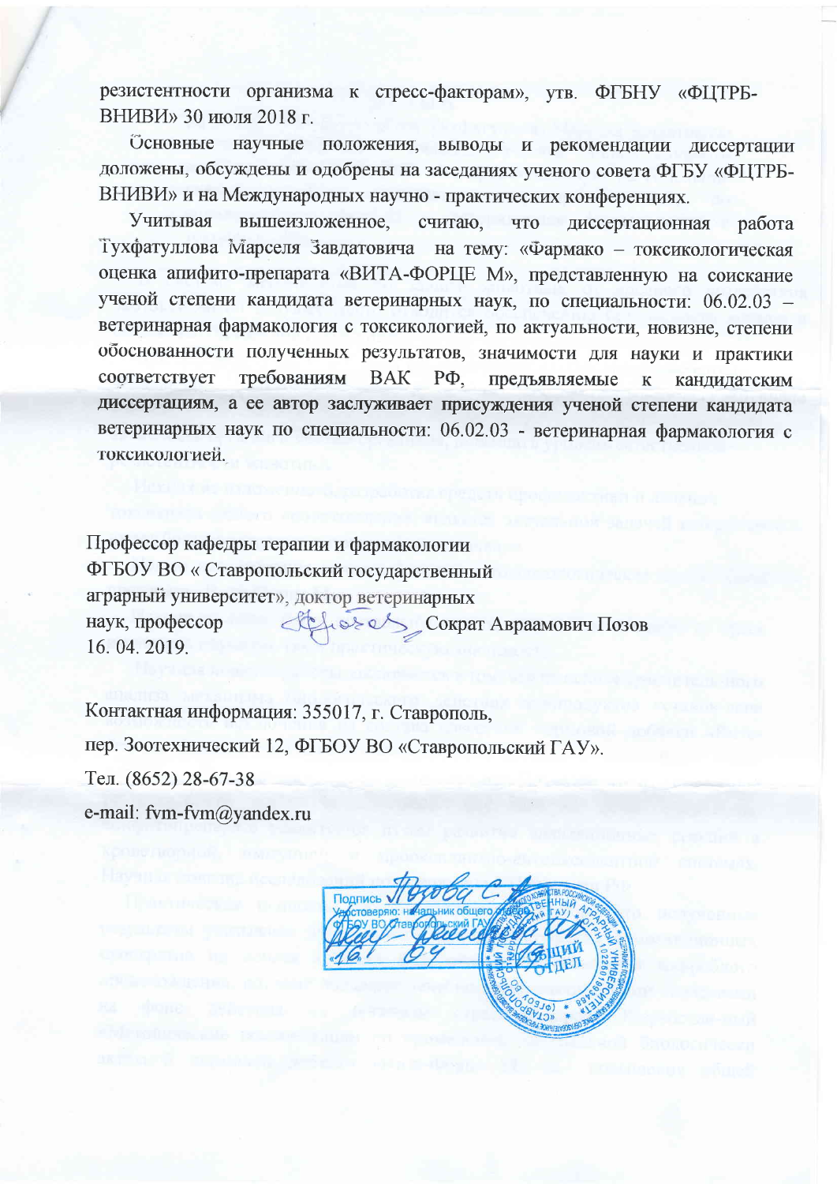резистентности организма к стресс-факторам», утв. ФГБНУ «ФЦТРБ-ВНИВИ» 30 июля 2018 г.

Основные научные положения, выводы и рекомендации диссертации доложены, обсуждены и одобрены на заседаниях ученого совета ФГБУ «ФЦТРБ-ВНИВИ» и на Международных научно - практических конференциях.

Учитывая вышеизложенное, считаю, что диссертационная работа Тухфатуллова Марселя Завдатовича на тему: «Фармако – токсикологическая оценка апифито-препарата «ВИТА-ФОРЦЕ М», представленную на соискание ученой степени кандидата ветеринарных наук, по специальности: 06.02.03 – ветеринарная фармакология с токсикологией, по актуальности, новизне, степени обоснованности полученных результатов, значимости для науки и практики соответствует требованиям ВАК РФ, предъявляемые к кандидатским диссертациям, а ее автор заслуживает присуждения ученой степени кандидата ветеринарных наук по специальности: 06.02.03 - ветеринарная фармакология с токсикологией.

Профессор кафедры терапии и фармакологии
ФГБОУ ВО « Ставропольский государственный аграрный университет», доктор ветеринарных наук, профессор Сократ Авраамович Позов
16. 04. 2019.

Контактная информация: 355017, г. Ставрополь,

пер. Зоотехнический 12, ФГБОУ ВО «Ставропольский ГАУ».

Тел. (8652) 28-67-38

e-mail: fvm-fvm@yandex.ru

Подпись Позова С.А.
Удостоверяю: начальник общего отдела ФГБОУ ВО Ставропольский ГАУ
16. 04